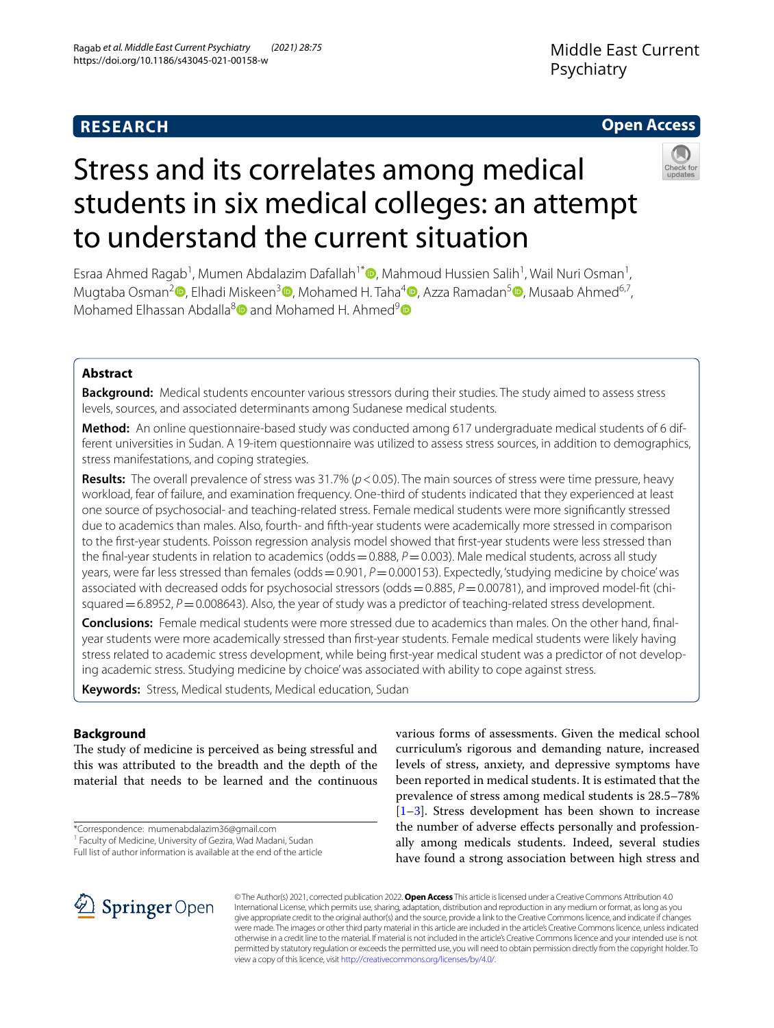RESEARCH

Open Access

# Stress and its correlates among medical students in six medical colleges: an attempt to understand the current situation

Esraa Ahmed Ragab[1], Mumen Abdalazim Dafallah[1*], Mahmoud Hussien Salih[1], Wail Nuri Osman[1], Mugtaba Osman[2], Elhadi Miskeen[3], Mohamed H. Taha[4], Azza Ramadan[5], Musaab Ahmed[6,7], Mohamed Elhassan Abdalla[8] and Mohamed H. Ahmed[9]

## Abstract

**Background:** Medical students encounter various stressors during their studies. The study aimed to assess stress levels, sources, and associated determinants among Sudanese medical students.

**Method:** An online questionnaire-based study was conducted among 617 undergraduate medical students of 6 different universities in Sudan. A 19-item questionnaire was utilized to assess stress sources, in addition to demographics, stress manifestations, and coping strategies.

**Results:** The overall prevalence of stress was 31.7% ($p < 0.05$). The main sources of stress were time pressure, heavy workload, fear of failure, and examination frequency. One-third of students indicated that they experienced at least one source of psychosocial- and teaching-related stress. Female medical students were more significantly stressed due to academics than males. Also, fourth- and fifth-year students were academically more stressed in comparison to the first-year students. Poisson regression analysis model showed that first-year students were less stressed than the final-year students in relation to academics (odds = 0.888, $P = 0.003$). Male medical students, across all study years, were far less stressed than females (odds = 0.901, $P = 0.000153$). Expectedly, 'studying medicine by choice' was associated with decreased odds for psychosocial stressors (odds = 0.885, $P = 0.00781$), and improved model-fit (chi-squared = 6.8952, $P = 0.008643$). Also, the year of study was a predictor of teaching-related stress development.

**Conclusions:** Female medical students were more stressed due to academics than males. On the other hand, final-year students were more academically stressed than first-year students. Female medical students were likely having stress related to academic stress development, while being first-year medical student was a predictor of not developing academic stress. Studying medicine by choice' was associated with ability to cope against stress.

**Keywords:** Stress, Medical students, Medical education, Sudan

## Background

The study of medicine is perceived as being stressful and this was attributed to the breadth and the depth of the material that needs to be learned and the continuous various forms of assessments. Given the medical school curriculum's rigorous and demanding nature, increased levels of stress, anxiety, and depressive symptoms have been reported in medical students. It is estimated that the prevalence of stress among medical students is 28.5–78% [1–3]. Stress development has been shown to increase the number of adverse effects personally and professionally among medicals students. Indeed, several studies have found a strong association between high stress and

*Correspondence: mumenabdalazim36@gmail.com
[1] Faculty of Medicine, University of Gezira, Wad Madani, Sudan
Full list of author information is available at the end of the article

© The Author(s) 2021, corrected publication 2022. **Open Access** This article is licensed under a Creative Commons Attribution 4.0 International License, which permits use, sharing, adaptation, distribution and reproduction in any medium or format, as long as you give appropriate credit to the original author(s) and the source, provide a link to the Creative Commons licence, and indicate if changes were made. The images or other third party material in this article are included in the article's Creative Commons licence, unless indicated otherwise in a credit line to the material. If material is not included in the article's Creative Commons licence and your intended use is not permitted by statutory regulation or exceeds the permitted use, you will need to obtain permission directly from the copyright holder. To view a copy of this licence, visit http://creativecommons.org/licenses/by/4.0/.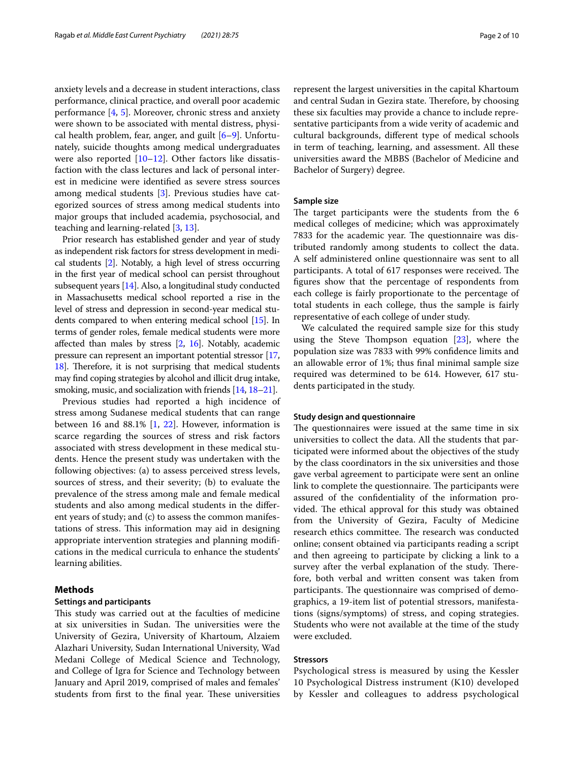anxiety levels and a decrease in student interactions, class performance, clinical practice, and overall poor academic performance [4, 5]. Moreover, chronic stress and anxiety were shown to be associated with mental distress, physical health problem, fear, anger, and guilt [6–9]. Unfortunately, suicide thoughts among medical undergraduates were also reported [10–12]. Other factors like dissatisfaction with the class lectures and lack of personal interest in medicine were identified as severe stress sources among medical students [3]. Previous studies have categorized sources of stress among medical students into major groups that included academia, psychosocial, and teaching and learning-related [3, 13].

Prior research has established gender and year of study as independent risk factors for stress development in medical students [2]. Notably, a high level of stress occurring in the first year of medical school can persist throughout subsequent years [14]. Also, a longitudinal study conducted in Massachusetts medical school reported a rise in the level of stress and depression in second-year medical students compared to when entering medical school [15]. In terms of gender roles, female medical students were more affected than males by stress [2, 16]. Notably, academic pressure can represent an important potential stressor [17, 18]. Therefore, it is not surprising that medical students may find coping strategies by alcohol and illicit drug intake, smoking, music, and socialization with friends [14, 18–21].

Previous studies had reported a high incidence of stress among Sudanese medical students that can range between 16 and 88.1% [1, 22]. However, information is scarce regarding the sources of stress and risk factors associated with stress development in these medical students. Hence the present study was undertaken with the following objectives: (a) to assess perceived stress levels, sources of stress, and their severity; (b) to evaluate the prevalence of the stress among male and female medical students and also among medical students in the different years of study; and (c) to assess the common manifestations of stress. This information may aid in designing appropriate intervention strategies and planning modifications in the medical curricula to enhance the students' learning abilities.

## Methods

### Settings and participants

This study was carried out at the faculties of medicine at six universities in Sudan. The universities were the University of Gezira, University of Khartoum, Alzaiem Alazhari University, Sudan International University, Wad Medani College of Medical Science and Technology, and College of Igra for Science and Technology between January and April 2019, comprised of males and females' students from first to the final year. These universities represent the largest universities in the capital Khartoum and central Sudan in Gezira state. Therefore, by choosing these six faculties may provide a chance to include representative participants from a wide verity of academic and cultural backgrounds, different type of medical schools in term of teaching, learning, and assessment. All these universities award the MBBS (Bachelor of Medicine and Bachelor of Surgery) degree.

### Sample size

The target participants were the students from the 6 medical colleges of medicine; which was approximately 7833 for the academic year. The questionnaire was distributed randomly among students to collect the data. A self administered online questionnaire was sent to all participants. A total of 617 responses were received. The figures show that the percentage of respondents from each college is fairly proportionate to the percentage of total students in each college, thus the sample is fairly representative of each college of under study.

We calculated the required sample size for this study using the Steve Thompson equation [23], where the population size was 7833 with 99% confidence limits and an allowable error of 1%; thus final minimal sample size required was determined to be 614. However, 617 students participated in the study.

### Study design and questionnaire

The questionnaires were issued at the same time in six universities to collect the data. All the students that participated were informed about the objectives of the study by the class coordinators in the six universities and those gave verbal agreement to participate were sent an online link to complete the questionnaire. The participants were assured of the confidentiality of the information provided. The ethical approval for this study was obtained from the University of Gezira, Faculty of Medicine research ethics committee. The research was conducted online; consent obtained via participants reading a script and then agreeing to participate by clicking a link to a survey after the verbal explanation of the study. Therefore, both verbal and written consent was taken from participants. The questionnaire was comprised of demographics, a 19-item list of potential stressors, manifestations (signs/symptoms) of stress, and coping strategies. Students who were not available at the time of the study were excluded.

### Stressors

Psychological stress is measured by using the Kessler 10 Psychological Distress instrument (K10) developed by Kessler and colleagues to address psychological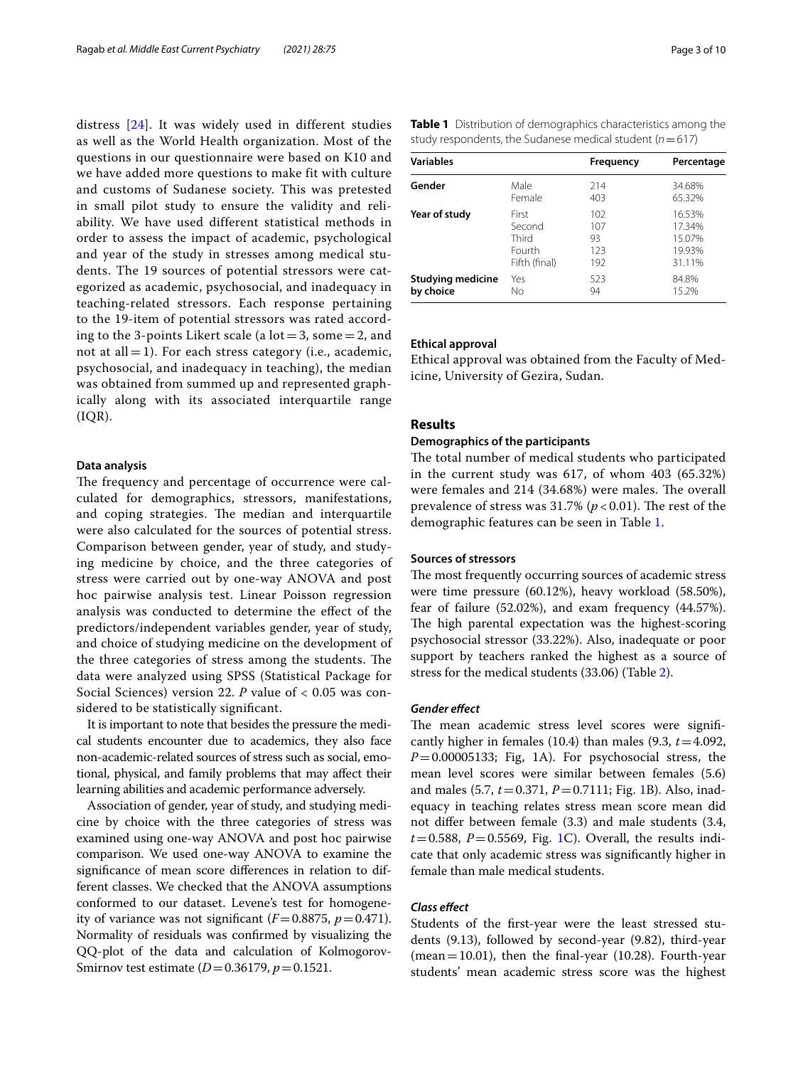distress [24]. It was widely used in different studies as well as the World Health organization. Most of the questions in our questionnaire were based on K10 and we have added more questions to make fit with culture and customs of Sudanese society. This was pretested in small pilot study to ensure the validity and reliability. We have used different statistical methods in order to assess the impact of academic, psychological and year of the study in stresses among medical students. The 19 sources of potential stressors were categorized as academic, psychosocial, and inadequacy in teaching-related stressors. Each response pertaining to the 19-item of potential stressors was rated according to the 3-points Likert scale (a lot = 3, some = 2, and not at all = 1). For each stress category (i.e., academic, psychosocial, and inadequacy in teaching), the median was obtained from summed up and represented graphically along with its associated interquartile range (IQR).

#### Data analysis

The frequency and percentage of occurrence were calculated for demographics, stressors, manifestations, and coping strategies. The median and interquartile were also calculated for the sources of potential stress. Comparison between gender, year of study, and studying medicine by choice, and the three categories of stress were carried out by one-way ANOVA and post hoc pairwise analysis test. Linear Poisson regression analysis was conducted to determine the effect of the predictors/independent variables gender, year of study, and choice of studying medicine on the development of the three categories of stress among the students. The data were analyzed using SPSS (Statistical Package for Social Sciences) version 22. *P* value of < 0.05 was considered to be statistically significant.

It is important to note that besides the pressure the medical students encounter due to academics, they also face non-academic-related sources of stress such as social, emotional, physical, and family problems that may affect their learning abilities and academic performance adversely.

Association of gender, year of study, and studying medicine by choice with the three categories of stress was examined using one-way ANOVA and post hoc pairwise comparison. We used one-way ANOVA to examine the significance of mean score differences in relation to different classes. We checked that the ANOVA assumptions conformed to our dataset. Levene's test for homogeneity of variance was not significant ($F = 0.8875$, $p = 0.471$). Normality of residuals was confirmed by visualizing the QQ-plot of the data and calculation of Kolmogorov-Smirnov test estimate ($D = 0.36179$, $p = 0.1521$.

**Table 1** Distribution of demographics characteristics among the study respondents, the Sudanese medical student ($n = 617$)

| Variables | | Frequency | Percentage |
|---|---|---|---|
| **Gender** | Male | 214 | 34.68% |
| | Female | 403 | 65.32% |
| **Year of study** | First | 102 | 16.53% |
| | Second | 107 | 17.34% |
| | Third | 93 | 15.07% |
| | Fourth | 123 | 19.93% |
| | Fifth (final) | 192 | 31.11% |
| **Studying medicine by choice** | Yes | 523 | 84.8% |
| | No | 94 | 15.2% |

#### Ethical approval

Ethical approval was obtained from the Faculty of Medicine, University of Gezira, Sudan.

## Results

#### Demographics of the participants

The total number of medical students who participated in the current study was 617, of whom 403 (65.32%) were females and 214 (34.68%) were males. The overall prevalence of stress was 31.7% ($p < 0.01$). The rest of the demographic features can be seen in Table 1.

#### Sources of stressors

The most frequently occurring sources of academic stress were time pressure (60.12%), heavy workload (58.50%), fear of failure (52.02%), and exam frequency (44.57%). The high parental expectation was the highest-scoring psychosocial stressor (33.22%). Also, inadequate or poor support by teachers ranked the highest as a source of stress for the medical students (33.06) (Table 2).

#### *Gender effect*

The mean academic stress level scores were significantly higher in females (10.4) than males (9.3, $t = 4.092$, $P = 0.00005133$; Fig, 1A). For psychosocial stress, the mean level scores were similar between females (5.6) and males (5.7, $t = 0.371$, $P = 0.7111$; Fig. 1B). Also, inadequacy in teaching relates stress mean score mean did not differ between female (3.3) and male students (3.4, $t = 0.588$, $P = 0.5569$, Fig. 1C). Overall, the results indicate that only academic stress was significantly higher in female than male medical students.

#### *Class effect*

Students of the first-year were the least stressed students (9.13), followed by second-year (9.82), third-year (mean = 10.01), then the final-year (10.28). Fourth-year students' mean academic stress score was the highest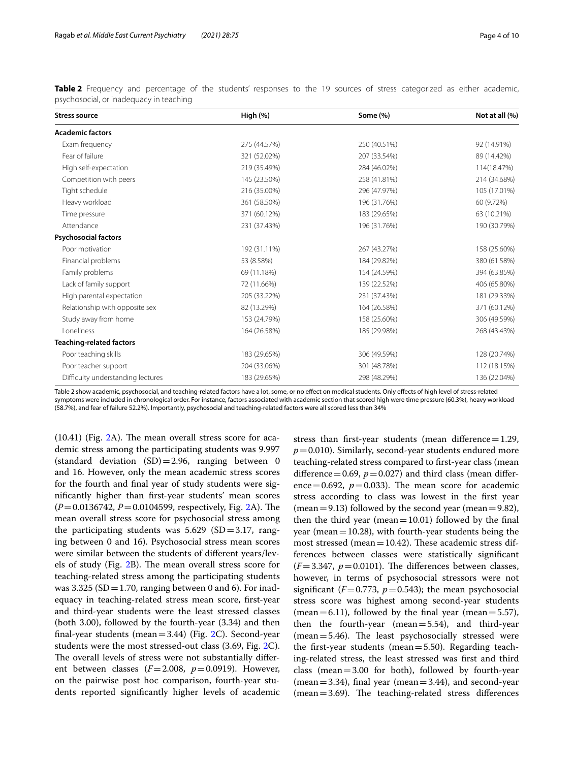**Table 2** Frequency and percentage of the students' responses to the 19 sources of stress categorized as either academic, psychosocial, or inadequacy in teaching

| Stress source | High (%) | Some (%) | Not at all (%) |
|---|---|---|---|
| **Academic factors** | | | |
| Exam frequency | 275 (44.57%) | 250 (40.51%) | 92 (14.91%) |
| Fear of failure | 321 (52.02%) | 207 (33.54%) | 89 (14.42%) |
| High self-expectation | 219 (35.49%) | 284 (46.02%) | 114(18.47%) |
| Competition with peers | 145 (23.50%) | 258 (41.81%) | 214 (34.68%) |
| Tight schedule | 216 (35.00%) | 296 (47.97%) | 105 (17.01%) |
| Heavy workload | 361 (58.50%) | 196 (31.76%) | 60 (9.72%) |
| Time pressure | 371 (60.12%) | 183 (29.65%) | 63 (10.21%) |
| Attendance | 231 (37.43%) | 196 (31.76%) | 190 (30.79%) |
| **Psychosocial factors** | | | |
| Poor motivation | 192 (31.11%) | 267 (43.27%) | 158 (25.60%) |
| Financial problems | 53 (8.58%) | 184 (29.82%) | 380 (61.58%) |
| Family problems | 69 (11.18%) | 154 (24.59%) | 394 (63.85%) |
| Lack of family support | 72 (11.66%) | 139 (22.52%) | 406 (65.80%) |
| High parental expectation | 205 (33.22%) | 231 (37.43%) | 181 (29.33%) |
| Relationship with opposite sex | 82 (13.29%) | 164 (26.58%) | 371 (60.12%) |
| Study away from home | 153 (24.79%) | 158 (25.60%) | 306 (49.59%) |
| Loneliness | 164 (26.58%) | 185 (29.98%) | 268 (43.43%) |
| **Teaching-related factors** | | | |
| Poor teaching skills | 183 (29.65%) | 306 (49.59%) | 128 (20.74%) |
| Poor teacher support | 204 (33.06%) | 301 (48.78%) | 112 (18.15%) |
| Difficulty understanding lectures | 183 (29.65%) | 298 (48.29%) | 136 (22.04%) |

Table 2 show academic, psychosocial, and teaching-related factors have a lot, some, or no effect on medical students. Only effects of high level of stress-related symptoms were included in chronological order. For instance, factors associated with academic section that scored high were time pressure (60.3%), heavy workload (58.7%), and fear of failure 52.2%). Importantly, psychosocial and teaching-related factors were all scored less than 34%

(10.41) (Fig. 2A). The mean overall stress score for academic stress among the participating students was 9.997 (standard deviation (SD) = 2.96, ranging between 0 and 16. However, only the mean academic stress scores for the fourth and final year of study students were significantly higher than first-year students' mean scores ($P = 0.0136742$, $P = 0.0104599$, respectively, Fig. 2A). The mean overall stress score for psychosocial stress among the participating students was 5.629 (SD = 3.17, ranging between 0 and 16). Psychosocial stress mean scores were similar between the students of different years/levels of study (Fig. 2B). The mean overall stress score for teaching-related stress among the participating students was 3.325 (SD = 1.70, ranging between 0 and 6). For inadequacy in teaching-related stress mean score, first-year and third-year students were the least stressed classes (both 3.00), followed by the fourth-year (3.34) and then final-year students (mean = 3.44) (Fig. 2C). Second-year students were the most stressed-out class (3.69, Fig. 2C). The overall levels of stress were not substantially different between classes ($F = 2.008$, $p = 0.0919$). However, on the pairwise post hoc comparison, fourth-year students reported significantly higher levels of academic stress than first-year students (mean difference = 1.29, $p = 0.010$). Similarly, second-year students endured more teaching-related stress compared to first-year class (mean difference = 0.69, $p = 0.027$) and third class (mean difference = 0.692, $p = 0.033$). The mean score for academic stress according to class was lowest in the first year (mean = 9.13) followed by the second year (mean = 9.82), then the third year (mean = 10.01) followed by the final year (mean = 10.28), with fourth-year students being the most stressed (mean = 10.42). These academic stress differences between classes were statistically significant ($F = 3.347$, $p = 0.0101$). The differences between classes, however, in terms of psychosocial stressors were not significant ($F = 0.773$, $p = 0.543$); the mean psychosocial stress score was highest among second-year students (mean = 6.11), followed by the final year (mean = 5.57), then the fourth-year (mean = 5.54), and third-year (mean = 5.46). The least psychosocially stressed were the first-year students (mean = 5.50). Regarding teaching-related stress, the least stressed was first and third class (mean = 3.00 for both), followed by fourth-year (mean = 3.34), final year (mean = 3.44), and second-year (mean = 3.69). The teaching-related stress differences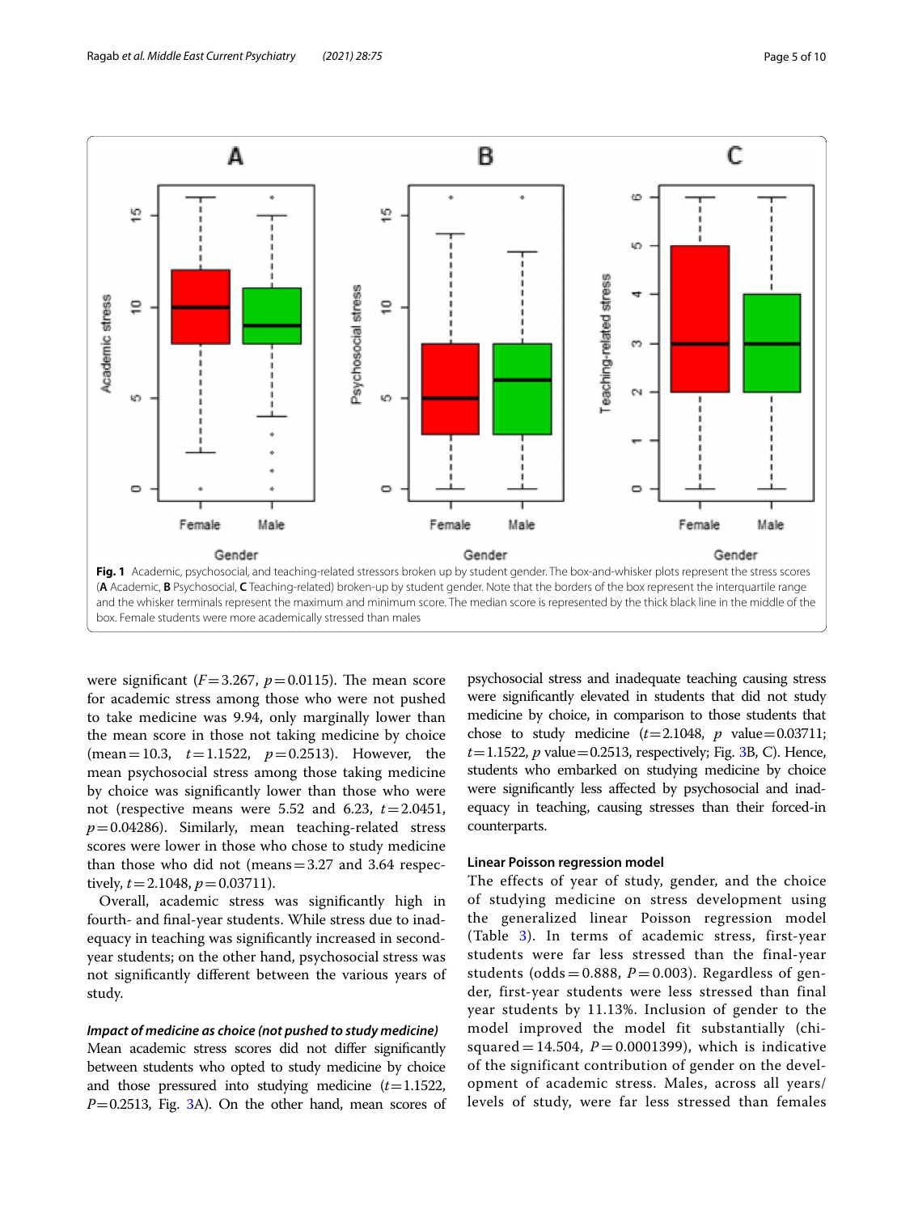**Fig. 1** Academic, psychosocial, and teaching-related stressors broken up by student gender. The box-and-whisker plots represent the stress scores (**A** Academic, **B** Psychosocial, **C** Teaching-related) broken-up by student gender. Note that the borders of the box represent the interquartile range and the whisker terminals represent the maximum and minimum score. The median score is represented by the thick black line in the middle of the box. Female students were more academically stressed than males

were significant ($F=3.267$, $p=0.0115$). The mean score for academic stress among those who were not pushed to take medicine was 9.94, only marginally lower than the mean score in those not taking medicine by choice (mean $=10.3$, $t=1.1522$, $p=0.2513$). However, the mean psychosocial stress among those taking medicine by choice was significantly lower than those who were not (respective means were 5.52 and 6.23, $t=2.0451$, $p=0.04286$). Similarly, mean teaching-related stress scores were lower in those who chose to study medicine than those who did not (means $=3.27$ and 3.64 respectively, $t=2.1048$, $p=0.03711$).

Overall, academic stress was significantly high in fourth- and final-year students. While stress due to inadequacy in teaching was significantly increased in second-year students; on the other hand, psychosocial stress was not significantly different between the various years of study.

#### *Impact of medicine as choice (not pushed to study medicine)*

Mean academic stress scores did not differ significantly between students who opted to study medicine by choice and those pressured into studying medicine ($t=1.1522$, $P=0.2513$, Fig. 3A). On the other hand, mean scores of psychosocial stress and inadequate teaching causing stress were significantly elevated in students that did not study medicine by choice, in comparison to those students that chose to study medicine ($t=2.1048$, $p$ value $=0.03711$; $t=1.1522$, $p$ value $=0.2513$, respectively; Fig. 3B, C). Hence, students who embarked on studying medicine by choice were significantly less affected by psychosocial and inadequacy in teaching, causing stresses than their forced-in counterparts.

### Linear Poisson regression model

The effects of year of study, gender, and the choice of studying medicine on stress development using the generalized linear Poisson regression model (Table 3). In terms of academic stress, first-year students were far less stressed than the final-year students (odds $=0.888$, $P=0.003$). Regardless of gender, first-year students were less stressed than final year students by 11.13%. Inclusion of gender to the model improved the model fit substantially (chi-squared $=14.504$, $P=0.0001399$), which is indicative of the significant contribution of gender on the development of academic stress. Males, across all years/levels of study, were far less stressed than females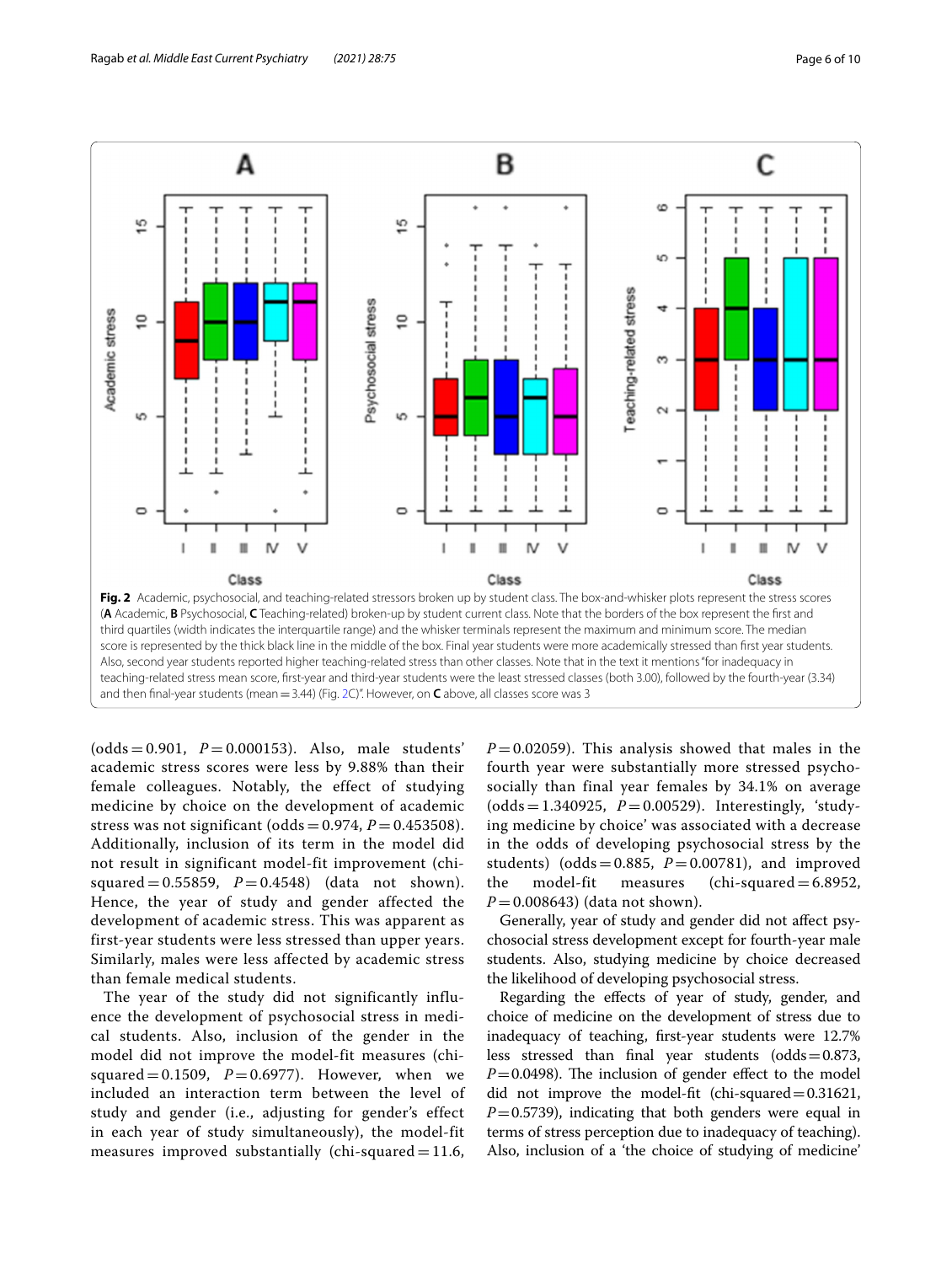**Fig. 2** Academic, psychosocial, and teaching-related stressors broken up by student class. The box-and-whisker plots represent the stress scores (**A** Academic, **B** Psychosocial, **C** Teaching-related) broken-up by student class. Note that the borders of the box represent the first and third quartiles (width indicates the interquartile range) and the whisker terminals represent the maximum and minimum score. The median score is represented by the thick black line in the middle of the box. Final year students were more academically stressed than first year students. Also, second year students reported higher teaching-related stress than other classes. Note that in the text it mentions "for inadequacy in teaching-related stress mean score, first-year and third-year students were the least stressed classes (both 3.00), followed by the fourth-year (3.34) and then final-year students (mean = 3.44) (Fig. 2C)". However, on **C** above, all classes score was 3

(odds = 0.901, $P = 0.000153$). Also, male students' academic stress scores were less by 9.88% than their female colleagues. Notably, the effect of studying medicine by choice on the development of academic stress was not significant (odds = 0.974, $P = 0.453508$). Additionally, inclusion of its term in the model did not result in significant model-fit improvement (chi-squared = 0.55859, $P = 0.4548$) (data not shown). Hence, the year of study and gender affected the development of academic stress. This was apparent as first-year students were less stressed than upper years. Similarly, males were less affected by academic stress than female medical students.

The year of the study did not significantly influence the development of psychosocial stress in medical students. Also, inclusion of the gender in the model did not improve the model-fit measures (chi-squared = 0.1509, $P = 0.6977$). However, when we included an interaction term between the level of study and gender (i.e., adjusting for gender's effect in each year of study simultaneously), the model-fit measures improved substantially (chi-squared = 11.6, $P = 0.02059$). This analysis showed that males in the fourth year were substantially more stressed psychosocially than final year females by 34.1% on average (odds = 1.340925, $P = 0.00529$). Interestingly, 'studying medicine by choice' was associated with a decrease in the odds of developing psychosocial stress by the students) (odds = 0.885, $P = 0.00781$), and improved the model-fit measures (chi-squared = 6.8952, $P = 0.008643$) (data not shown).

Generally, year of study and gender did not affect psychosocial stress development except for fourth-year male students. Also, studying medicine by choice decreased the likelihood of developing psychosocial stress.

Regarding the effects of year of study, gender, and choice of medicine on the development of stress due to inadequacy of teaching, first-year students were 12.7% less stressed than final year students (odds = 0.873, $P = 0.0498$). The inclusion of gender effect to the model did not improve the model-fit (chi-squared = 0.31621, $P = 0.5739$), indicating that both genders were equal in terms of stress perception due to inadequacy of teaching). Also, inclusion of a 'the choice of studying of medicine'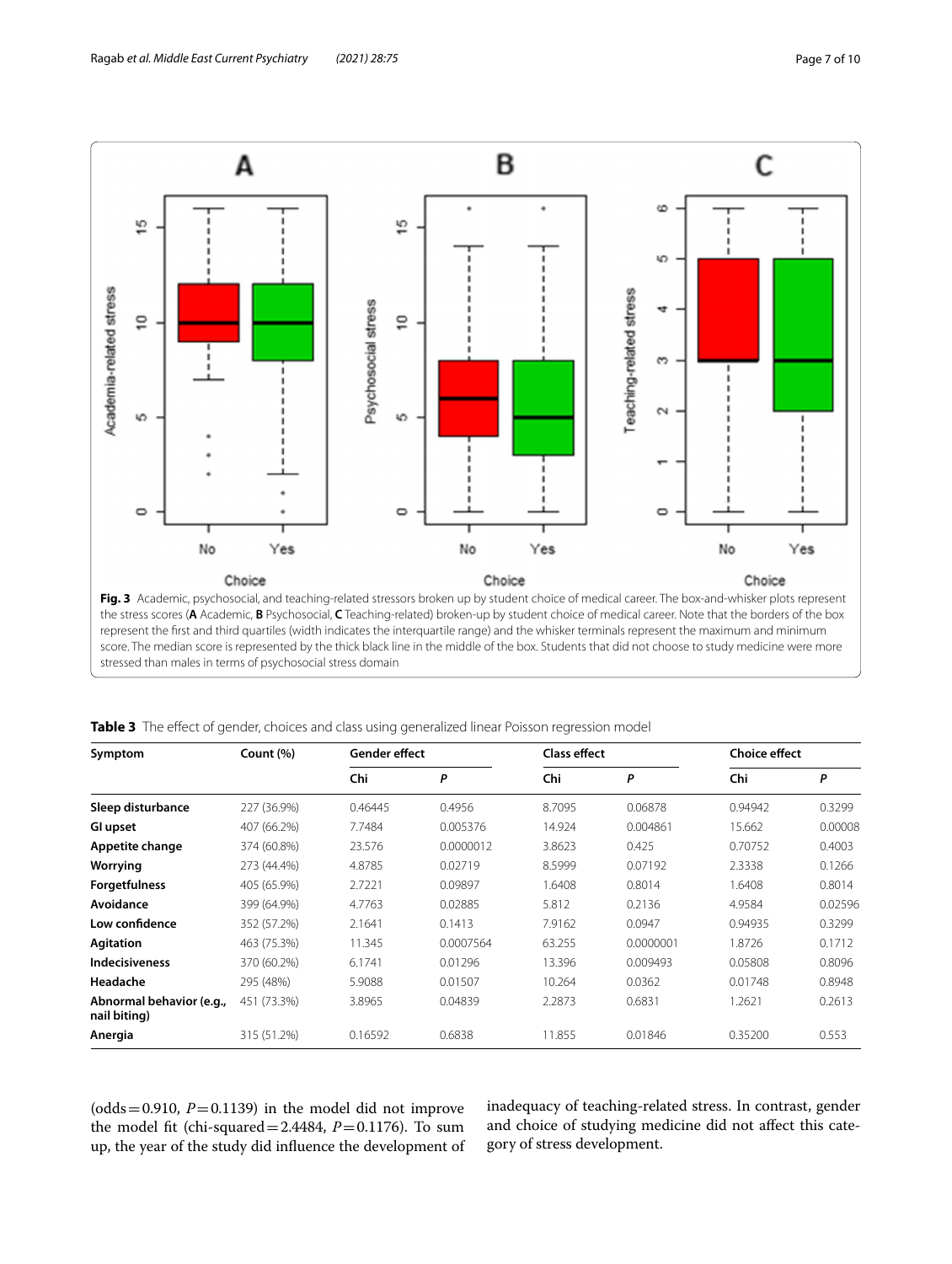**Fig. 3** Academic, psychosocial, and teaching-related stressors broken up by student choice of medical career. The box-and-whisker plots represent the stress scores (**A** Academic, **B** Psychosocial, **C** Teaching-related) broken-up by student choice of medical career. Note that the borders of the box represent the first and third quartiles (width indicates the interquartile range) and the whisker terminals represent the maximum and minimum score. The median score is represented by the thick black line in the middle of the box. Students that did not choose to study medicine were more stressed than males in terms of psychosocial stress domain

**Table 3** The effect of gender, choices and class using generalized linear Poisson regression model

| Symptom | Count (%) | Gender effect | | Class effect | | Choice effect | |
|---|---|---|---|---|---|---|---|
| | | Chi | *P* | Chi | *P* | Chi | *P* |
| **Sleep disturbance** | 227 (36.9%) | 0.46445 | 0.4956 | 8.7095 | 0.06878 | 0.94942 | 0.3299 |
| **GI upset** | 407 (66.2%) | 7.7484 | 0.005376 | 14.924 | 0.004861 | 15.662 | 0.00008 |
| **Appetite change** | 374 (60.8%) | 23.576 | 0.0000012 | 3.8623 | 0.425 | 0.70752 | 0.4003 |
| **Worrying** | 273 (44.4%) | 4.8785 | 0.02719 | 8.5999 | 0.07192 | 2.3338 | 0.1266 |
| **Forgetfulness** | 405 (65.9%) | 2.7221 | 0.09897 | 1.6408 | 0.8014 | 1.6408 | 0.8014 |
| **Avoidance** | 399 (64.9%) | 4.7763 | 0.02885 | 5.812 | 0.2136 | 4.9584 | 0.02596 |
| **Low confidence** | 352 (57.2%) | 2.1641 | 0.1413 | 7.9162 | 0.0947 | 0.94935 | 0.3299 |
| **Agitation** | 463 (75.3%) | 11.345 | 0.0007564 | 63.255 | 0.0000001 | 1.8726 | 0.1712 |
| **Indecisiveness** | 370 (60.2%) | 6.1741 | 0.01296 | 13.396 | 0.009493 | 0.05808 | 0.8096 |
| **Headache** | 295 (48%) | 5.9088 | 0.01507 | 10.264 | 0.0362 | 0.01748 | 0.8948 |
| **Abnormal behavior (e.g., nail biting)** | 451 (73.3%) | 3.8965 | 0.04839 | 2.2873 | 0.6831 | 1.2621 | 0.2613 |
| **Anergia** | 315 (51.2%) | 0.16592 | 0.6838 | 11.855 | 0.01846 | 0.35200 | 0.553 |

(odds = 0.910, $P = 0.1139$) in the model did not improve the model fit (chi-squared = 2.4484, $P = 0.1176$). To sum up, the year of the study did influence the development of inadequacy of teaching-related stress. In contrast, gender and choice of studying medicine did not affect this category of stress development.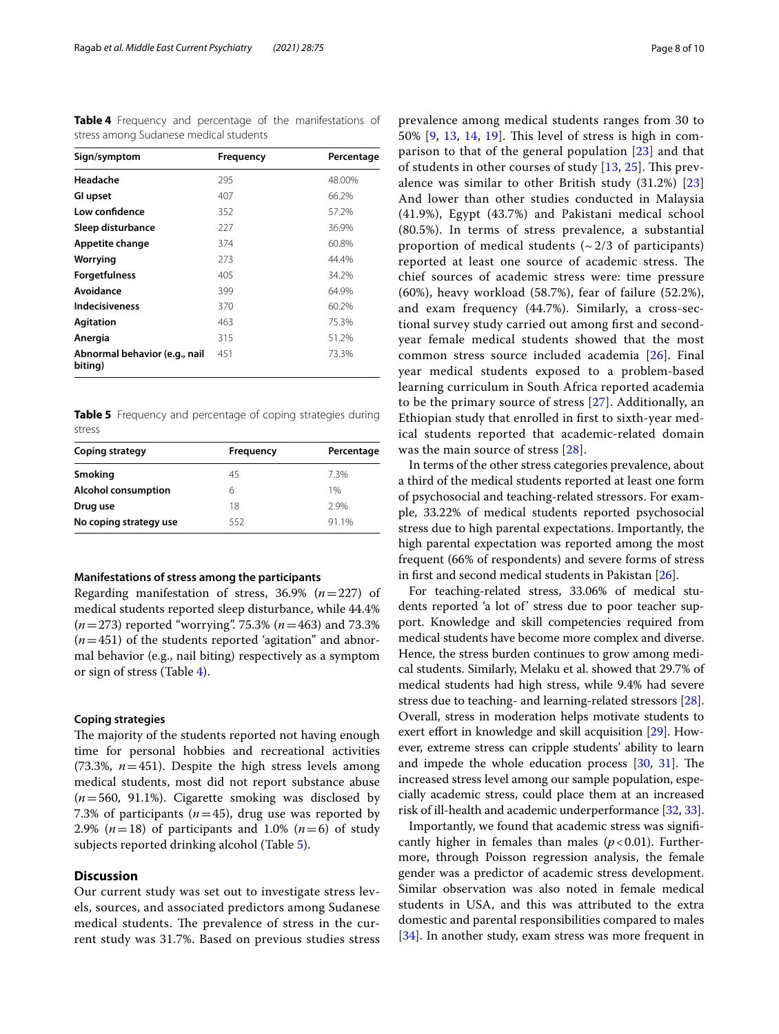**Table 4** Frequency and percentage of the manifestations of stress among Sudanese medical students

| Sign/symptom | Frequency | Percentage |
|---|---|---|
| **Headache** | 295 | 48.00% |
| **GI upset** | 407 | 66.2% |
| **Low confidence** | 352 | 57.2% |
| **Sleep disturbance** | 227 | 36.9% |
| **Appetite change** | 374 | 60.8% |
| **Worrying** | 273 | 44.4% |
| **Forgetfulness** | 405 | 34.2% |
| **Avoidance** | 399 | 64.9% |
| **Indecisiveness** | 370 | 60.2% |
| **Agitation** | 463 | 75.3% |
| **Anergia** | 315 | 51.2% |
| **Abnormal behavior (e.g., nail biting)** | 451 | 73.3% |

**Table 5** Frequency and percentage of coping strategies during stress

| Coping strategy | Frequency | Percentage |
|---|---|---|
| **Smoking** | 45 | 7.3% |
| **Alcohol consumption** | 6 | 1% |
| **Drug use** | 18 | 2.9% |
| **No coping strategy use** | 552 | 91.1% |

#### Manifestations of stress among the participants

Regarding manifestation of stress, 36.9% ($n=227$) of medical students reported sleep disturbance, while 44.4% ($n=273$) reported "worrying". 75.3% ($n=463$) and 73.3% ($n=451$) of the students reported 'agitation" and abnormal behavior (e.g., nail biting) respectively as a symptom or sign of stress (Table 4).

#### Coping strategies

The majority of the students reported not having enough time for personal hobbies and recreational activities (73.3%, $n=451$). Despite the high stress levels among medical students, most did not report substance abuse ($n=560$, 91.1%). Cigarette smoking was disclosed by 7.3% of participants ($n=45$), drug use was reported by 2.9% ($n=18$) of participants and 1.0% ($n=6$) of study subjects reported drinking alcohol (Table 5).

## Discussion

Our current study was set out to investigate stress levels, sources, and associated predictors among Sudanese medical students. The prevalence of stress in the current study was 31.7%. Based on previous studies stress prevalence among medical students ranges from 30 to 50% [9, 13, 14, 19]. This level of stress is high in comparison to that of the general population [23] and that of students in other courses of study [13, 25]. This prevalence was similar to other British study (31.2%) [23] And lower than other studies conducted in Malaysia (41.9%), Egypt (43.7%) and Pakistani medical school (80.5%). In terms of stress prevalence, a substantial proportion of medical students (~2/3 of participants) reported at least one source of academic stress. The chief sources of academic stress were: time pressure (60%), heavy workload (58.7%), fear of failure (52.2%), and exam frequency (44.7%). Similarly, a cross-sectional survey study carried out among first and second-year female medical students showed that the most common stress source included academia [26]. Final year medical students exposed to a problem-based learning curriculum in South Africa reported academia to be the primary source of stress [27]. Additionally, an Ethiopian study that enrolled in first to sixth-year medical students reported that academic-related domain was the main source of stress [28].

In terms of the other stress categories prevalence, about a third of the medical students reported at least one form of psychosocial and teaching-related stressors. For example, 33.22% of medical students reported psychosocial stress due to high parental expectations. Importantly, the high parental expectation was reported among the most frequent (66% of respondents) and severe forms of stress in first and second medical students in Pakistan [26].

For teaching-related stress, 33.06% of medical students reported 'a lot of' stress due to poor teacher support. Knowledge and skill competencies required from medical students have become more complex and diverse. Hence, the stress burden continues to grow among medical students. Similarly, Melaku et al. showed that 29.7% of medical students had high stress, while 9.4% had severe stress due to teaching- and learning-related stressors [28]. Overall, stress in moderation helps motivate students to exert effort in knowledge and skill acquisition [29]. However, extreme stress can cripple students' ability to learn and impede the whole education process [30, 31]. The increased stress level among our sample population, especially academic stress, could place them at an increased risk of ill-health and academic underperformance [32, 33].

Importantly, we found that academic stress was significantly higher in females than males ($p<0.01$). Furthermore, through Poisson regression analysis, the female gender was a predictor of academic stress development. Similar observation was also noted in female medical students in USA, and this was attributed to the extra domestic and parental responsibilities compared to males [34]. In another study, exam stress was more frequent in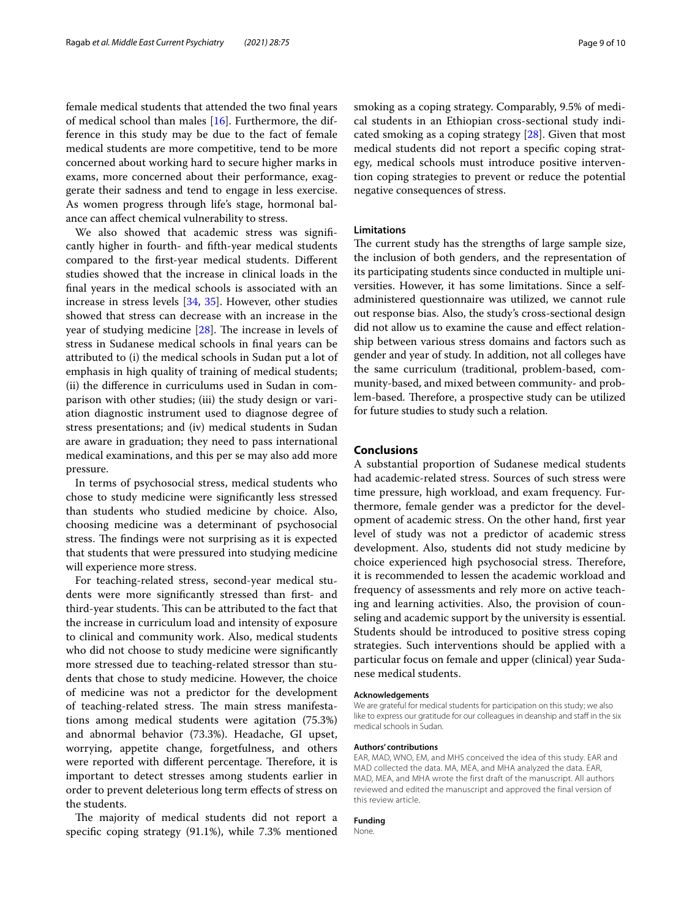female medical students that attended the two final years of medical school than males [16]. Furthermore, the difference in this study may be due to the fact of female medical students are more competitive, tend to be more concerned about working hard to secure higher marks in exams, more concerned about their performance, exaggerate their sadness and tend to engage in less exercise. As women progress through life's stage, hormonal balance can affect chemical vulnerability to stress.

We also showed that academic stress was significantly higher in fourth- and fifth-year medical students compared to the first-year medical students. Different studies showed that the increase in clinical loads in the final years in the medical schools is associated with an increase in stress levels [34, 35]. However, other studies showed that stress can decrease with an increase in the year of studying medicine [28]. The increase in levels of stress in Sudanese medical schools in final years can be attributed to (i) the medical schools in Sudan put a lot of emphasis in high quality of training of medical students; (ii) the difference in curriculums used in Sudan in comparison with other studies; (iii) the study design or variation diagnostic instrument used to diagnose degree of stress presentations; and (iv) medical students in Sudan are aware in graduation; they need to pass international medical examinations, and this per se may also add more pressure.

In terms of psychosocial stress, medical students who chose to study medicine were significantly less stressed than students who studied medicine by choice. Also, choosing medicine was a determinant of psychosocial stress. The findings were not surprising as it is expected that students that were pressured into studying medicine will experience more stress.

For teaching-related stress, second-year medical students were more significantly stressed than first- and third-year students. This can be attributed to the fact that the increase in curriculum load and intensity of exposure to clinical and community work. Also, medical students who did not choose to study medicine were significantly more stressed due to teaching-related stressor than students that chose to study medicine. However, the choice of medicine was not a predictor for the development of teaching-related stress. The main stress manifestations among medical students were agitation (75.3%) and abnormal behavior (73.3%). Headache, GI upset, worrying, appetite change, forgetfulness, and others were reported with different percentage. Therefore, it is important to detect stresses among students earlier in order to prevent deleterious long term effects of stress on the students.

The majority of medical students did not report a specific coping strategy (91.1%), while 7.3% mentioned smoking as a coping strategy. Comparably, 9.5% of medical students in an Ethiopian cross-sectional study indicated smoking as a coping strategy [28]. Given that most medical students did not report a specific coping strategy, medical schools must introduce positive intervention coping strategies to prevent or reduce the potential negative consequences of stress.

### Limitations

The current study has the strengths of large sample size, the inclusion of both genders, and the representation of its participating students since conducted in multiple universities. However, it has some limitations. Since a self-administered questionnaire was utilized, we cannot rule out response bias. Also, the study's cross-sectional design did not allow us to examine the cause and effect relationship between various stress domains and factors such as gender and year of study. In addition, not all colleges have the same curriculum (traditional, problem-based, community-based, and mixed between community- and problem-based. Therefore, a prospective study can be utilized for future studies to study such a relation.

## Conclusions

A substantial proportion of Sudanese medical students had academic-related stress. Sources of such stress were time pressure, high workload, and exam frequency. Furthermore, female gender was a predictor for the development of academic stress. On the other hand, first year level of study was not a predictor of academic stress development. Also, students did not study medicine by choice experienced high psychosocial stress. Therefore, it is recommended to lessen the academic workload and frequency of assessments and rely more on active teaching and learning activities. Also, the provision of counseling and academic support by the university is essential. Students should be introduced to positive stress coping strategies. Such interventions should be applied with a particular focus on female and upper (clinical) year Sudanese medical students.

#### Acknowledgements

We are grateful for medical students for participation on this study; we also like to express our gratitude for our colleagues in deanship and staff in the six medical schools in Sudan.

#### Authors' contributions

EAR, MAD, WNO, EM, and MHS conceived the idea of this study. EAR and MAD collected the data. MA, MEA, and MHA analyzed the data. EAR, MAD, MEA, and MHA wrote the first draft of the manuscript. All authors reviewed and edited the manuscript and approved the final version of this review article.

#### Funding

None.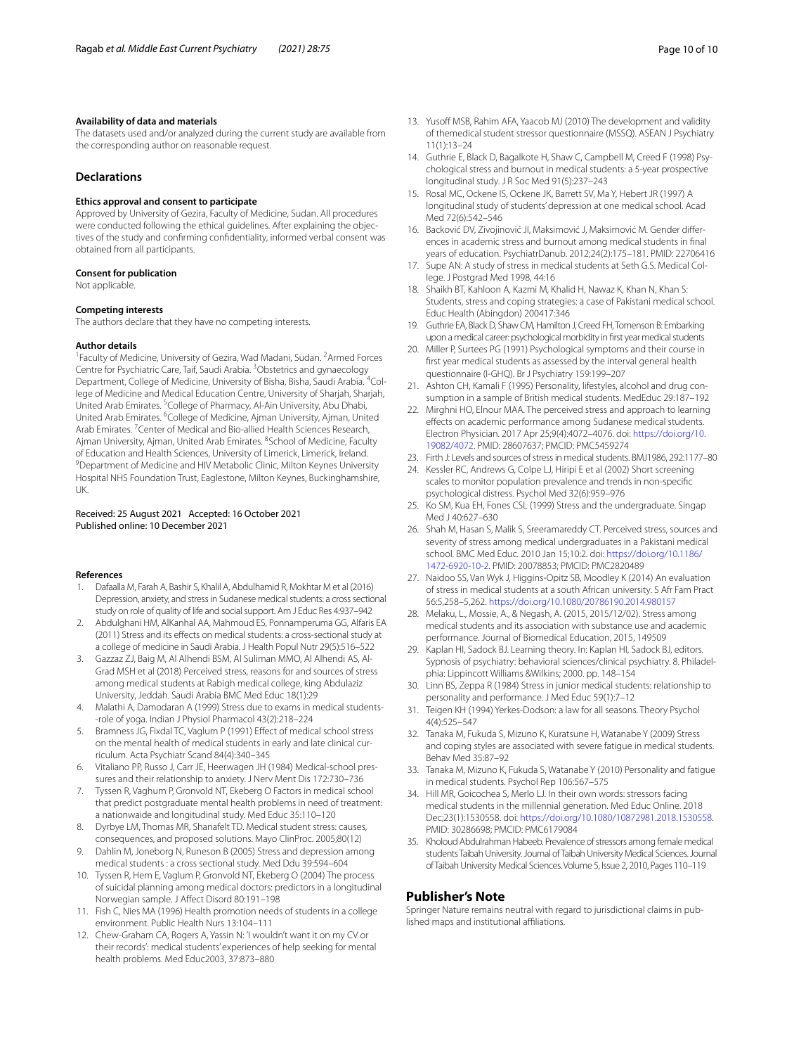#### Availability of data and materials

The datasets used and/or analyzed during the current study are available from the corresponding author on reasonable request.

## Declarations

#### Ethics approval and consent to participate

Approved by University of Gezira, Faculty of Medicine, Sudan. All procedures were conducted following the ethical guidelines. After explaining the objectives of the study and confirming confidentiality, informed verbal consent was obtained from all participants.

#### Consent for publication

Not applicable.

#### Competing interests

The authors declare that they have no competing interests.

#### Author details

[1]Faculty of Medicine, University of Gezira, Wad Madani, Sudan. [2]Armed Forces Centre for Psychiatric Care, Taif, Saudi Arabia. [3]Obstetrics and gynaecology Department, College of Medicine, University of Bisha, Bisha, Saudi Arabia. [4]College of Medicine and Medical Education Centre, University of Sharjah, Sharjah, United Arab Emirates. [5]College of Pharmacy, Al-Ain University, Abu Dhabi, United Arab Emirates. [6]College of Medicine, Ajman University, Ajman, United Arab Emirates. [7]Center of Medical and Bio-allied Health Sciences Research, Ajman University, Ajman, United Arab Emirates. [8]School of Medicine, Faculty of Education and Health Sciences, University of Limerick, Limerick, Ireland. [9]Department of Medicine and HIV Metabolic Clinic, Milton Keynes University Hospital NHS Foundation Trust, Eaglestone, Milton Keynes, Buckinghamshire, UK.

Received: 25 August 2021 Accepted: 16 October 2021
Published online: 10 December 2021

#### References

1. Dafaalla M, Farah A, Bashir S, Khalil A, Abdulhamid R, Mokhtar M et al (2016) Depression, anxiety, and stress in Sudanese medical students: a cross sectional study on role of quality of life and social support. Am J Educ Res 4:937–942
2. Abdulghani HM, AlKanhal AA, Mahmoud ES, Ponnamperuma GG, Alfaris EA (2011) Stress and its effects on medical students: a cross-sectional study at a college of medicine in Saudi Arabia. J Health Popul Nutr 29(5):516–522
3. Gazzaz ZJ, Baig M, Al Alhendi BSM, Al Suliman MMO, Al Alhendi AS, Al-Grad MSH et al (2018) Perceived stress, reasons for and sources of stress among medical students at Rabigh medical college, king Abdulaziz University, Jeddah. Saudi Arabia BMC Med Educ 18(1):29
4. Malathi A, Damodaran A (1999) Stress due to exams in medical students--role of yoga. Indian J Physiol Pharmacol 43(2):218–224
5. Bramness JG, Fixdal TC, Vaglum P (1991) Effect of medical school stress on the mental health of medical students in early and late clinical curriculum. Acta Psychiatr Scand 84(4):340–345
6. Vitaliano PP, Russo J, Carr JE, Heerwagen JH (1984) Medical-school pressures and their relationship to anxiety. J Nerv Ment Dis 172:730–736
7. Tyssen R, Vaghum P, Gronvold NT, Ekeberg O Factors in medical school that predict postgraduate mental health problems in need of treatment: a nationwaide and longitudinal study. Med Educ 35:110–120
8. Dyrbye LM, Thomas MR, Shanafelt TD. Medical student stress: causes, consequences, and proposed solutions. Mayo ClinProc. 2005;80(12)
9. Dahlin M, Joneborg N, Runeson B (2005) Stress and depression among medical students : a cross sectional study. Med Ddu 39:594–604
10. Tyssen R, Hem E, Vaglum P, Gronvold NT, Ekeberg O (2004) The process of suicidal planning among medical doctors: predictors in a longitudinal Norwegian sample. J Affect Disord 80:191–198
11. Fish C, Nies MA (1996) Health promotion needs of students in a college environment. Public Health Nurs 13:104–111
12. Chew-Graham CA, Rogers A, Yassin N: 'I wouldn't want it on my CV or their records': medical students' experiences of help seeking for mental health problems. Med Educ2003, 37:873–880
13. Yusoff MSB, Rahim AFA, Yaacob MJ (2010) The development and validity of themedical student stressor questionnaire (MSSQ). ASEAN J Psychiatry 11(1):13–24
14. Guthrie E, Black D, Bagalkote H, Shaw C, Campbell M, Creed F (1998) Psychological stress and burnout in medical students: a 5-year prospective longitudinal study. J R Soc Med 91(5):237–243
15. Rosal MC, Ockene IS, Ockene JK, Barrett SV, Ma Y, Hebert JR (1997) A longitudinal study of students' depression at one medical school. Acad Med 72(6):542–546
16. Backović DV, Zivojinović JI, Maksimović J, Maksimović M. Gender differences in academic stress and burnout among medical students in final years of education. PsychiatrDanub. 2012;24(2):175–181. PMID: 22706416
17. Supe AN: A study of stress in medical students at Seth G.S. Medical College. J Postgrad Med 1998, 44:16
18. Shaikh BT, Kahloon A, Kazmi M, Khalid H, Nawaz K, Khan N, Khan S: Students, stress and coping strategies: a case of Pakistani medical school. Educ Health (Abingdon) 200417:346
19. Guthrie EA, Black D, Shaw CM, Hamilton J, Creed FH, Tomenson B: Embarking upon a medical career: psychological morbidity in first year medical students
20. Miller P, Surtees PG (1991) Psychological symptoms and their course in first year medical students as assessed by the interval general health questionnaire (I-GHQ). Br J Psychiatry 159:199–207
21. Ashton CH, Kamali F (1995) Personality, lifestyles, alcohol and drug consumption in a sample of British medical students. MedEduc 29:187–192
22. Mirghni HO, Elnour MAA. The perceived stress and approach to learning effects on academic performance among Sudanese medical students. Electron Physician. 2017 Apr 25;9(4):4072–4076. doi: https://doi.org/10.19082/4072. PMID: 28607637; PMCID: PMC5459274
23. Firth J: Levels and sources of stress in medical students. BMJ1986, 292:1177–80
24. Kessler RC, Andrews G, Colpe LJ, Hiripi E et al (2002) Short screening scales to monitor population prevalence and trends in non-specific psychological distress. Psychol Med 32(6):959–976
25. Ko SM, Kua EH, Fones CSL (1999) Stress and the undergraduate. Singap Med J 40:627–630
26. Shah M, Hasan S, Malik S, Sreeramareddy CT. Perceived stress, sources and severity of stress among medical undergraduates in a Pakistani medical school. BMC Med Educ. 2010 Jan 15;10:2. doi: https://doi.org/10.1186/1472-6920-10-2. PMID: 20078853; PMCID: PMC2820489
27. Naidoo SS, Van Wyk J, Higgins-Opitz SB, Moodley K (2014) An evaluation of stress in medical students at a south African university. S Afr Fam Pract 56:5,258–5,262. https://doi.org/10.1080/20786190.2014.980157
28. Melaku, L., Mossie, A., & Negash, A. (2015, 2015/12/02). Stress among medical students and its association with substance use and academic performance. Journal of Biomedical Education, 2015, 149509
29. Kaplan HI, Sadock BJ. Learning theory. In: Kaplan HI, Sadock BJ, editors. Sypnosis of psychiatry: behavioral sciences/clinical psychiatry. 8. Philadelphia: Lippincott Williams &Wilkins; 2000. pp. 148–154
30. Linn BS, Zeppa R (1984) Stress in junior medical students: relationship to personality and performance. J Med Educ 59(1):7–12
31. Teigen KH (1994) Yerkes-Dodson: a law for all seasons. Theory Psychol 4(4):525–547
32. Tanaka M, Fukuda S, Mizuno K, Kuratsune H, Watanabe Y (2009) Stress and coping styles are associated with severe fatigue in medical students. Behav Med 35:87–92
33. Tanaka M, Mizuno K, Fukuda S, Watanabe Y (2010) Personality and fatigue in medical students. Psychol Rep 106:567–575
34. Hill MR, Goicochea S, Merlo LJ. In their own words: stressors facing medical students in the millennial generation. Med Educ Online. 2018 Dec;23(1):1530558. doi: https://doi.org/10.1080/10872981.2018.1530558. PMID: 30286698; PMCID: PMC6179084
35. Kholoud Abdulrahman Habeeb. Prevalence of stressors among female medical students Taibah University. Journal of Taibah University Medical Sciences. Journal of Taibah University Medical Sciences. Volume 5, Issue 2, 2010, Pages 110–119

## Publisher's Note

Springer Nature remains neutral with regard to jurisdictional claims in published maps and institutional affiliations.